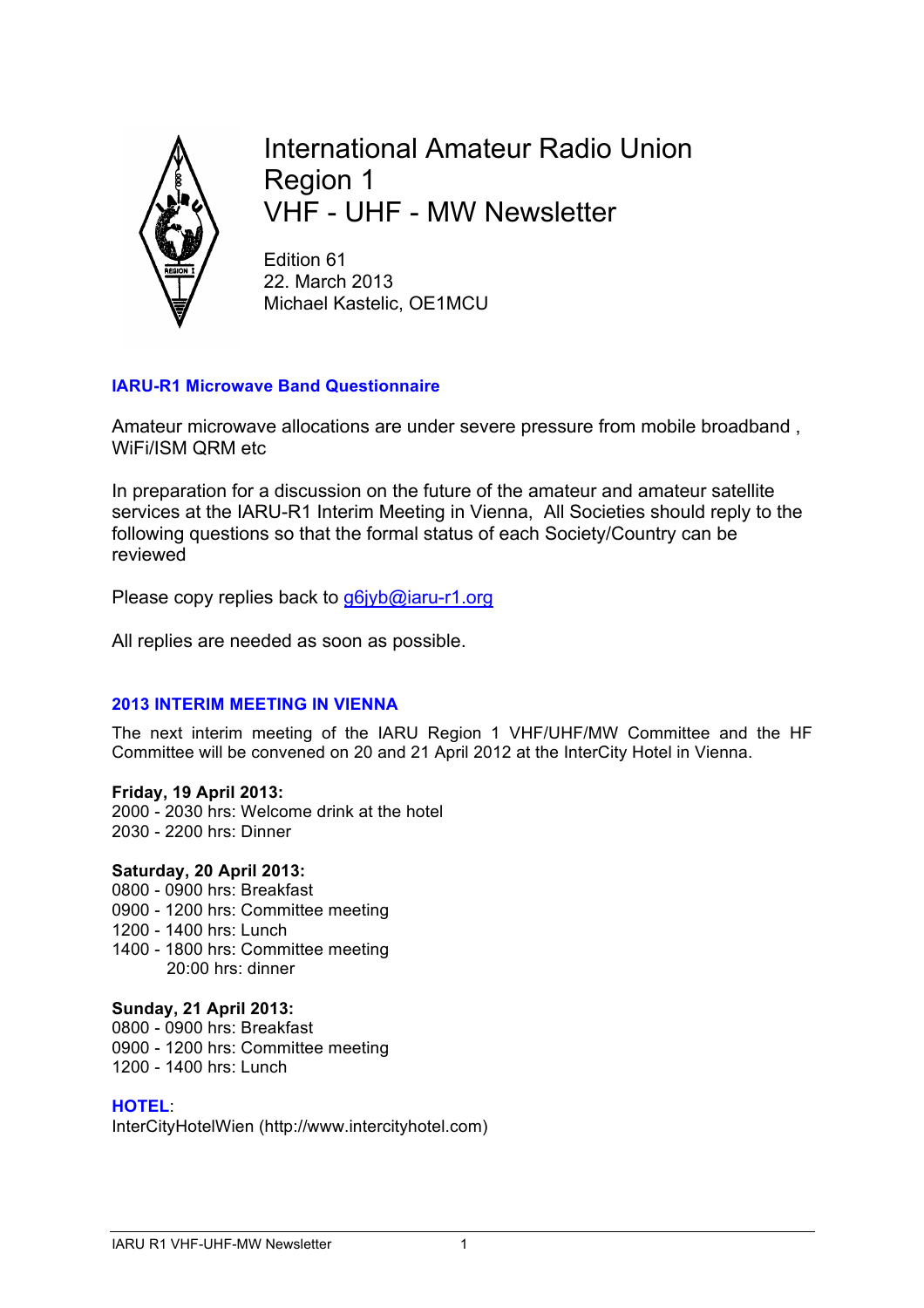# International Amateur Radio Union Region 1 VHF - UHF - MW Newsletter

Edition 61
22. March 2013
Michael Kastelic, OE1MCU

## IARU-R1 Microwave Band Questionnaire

Amateur microwave allocations are under severe pressure from mobile broadband , WiFi/ISM QRM etc

In preparation for a discussion on the future of the amateur and amateur satellite services at the IARU-R1 Interim Meeting in Vienna, All Societies should reply to the following questions so that the formal status of each Society/Country can be reviewed

Please copy replies back to g6jyb@iaru-r1.org

All replies are needed as soon as possible.

## 2013 INTERIM MEETING IN VIENNA

The next interim meeting of the IARU Region 1 VHF/UHF/MW Committee and the HF Committee will be convened on 20 and 21 April 2012 at the InterCity Hotel in Vienna.

**Friday, 19 April 2013:**
2000 - 2030 hrs: Welcome drink at the hotel
2030 - 2200 hrs: Dinner

**Saturday, 20 April 2013:**
0800 - 0900 hrs: Breakfast
0900 - 1200 hrs: Committee meeting
1200 - 1400 hrs: Lunch
1400 - 1800 hrs: Committee meeting
20:00 hrs: dinner

**Sunday, 21 April 2013:**
0800 - 0900 hrs: Breakfast
0900 - 1200 hrs: Committee meeting
1200 - 1400 hrs: Lunch

**HOTEL**:
InterCityHotelWien (http://www.intercityhotel.com)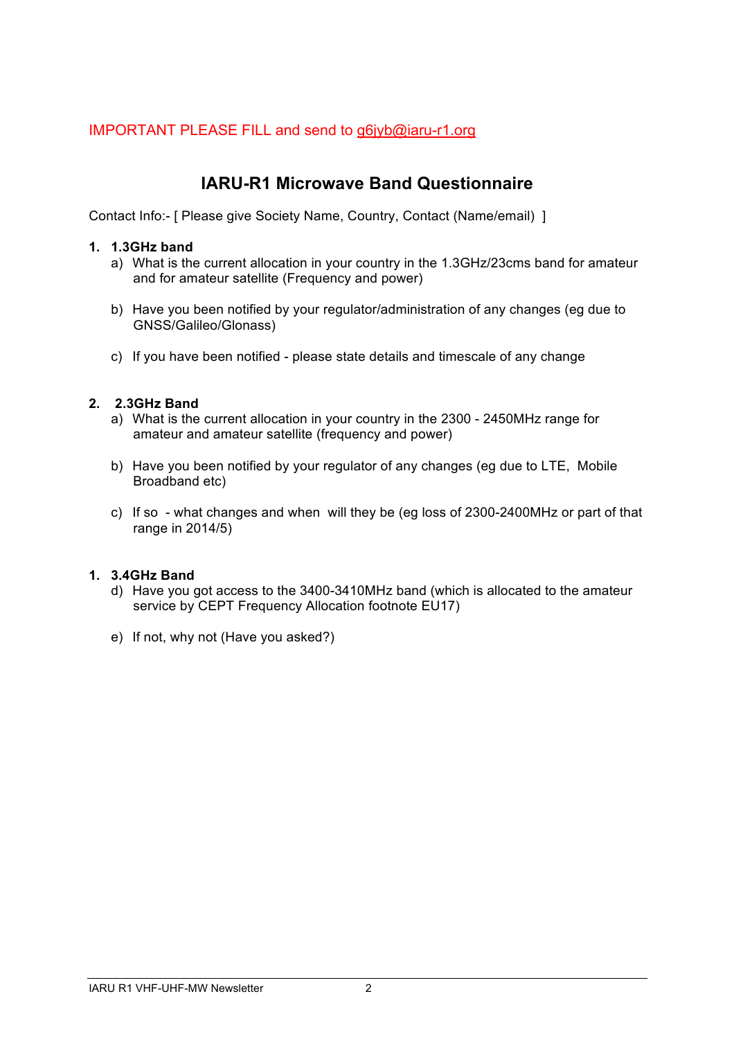IMPORTANT PLEASE FILL and send to g6jyb@iaru-r1.org

# IARU-R1 Microwave Band Questionnaire

Contact Info:- [ Please give Society Name, Country, Contact (Name/email) ]

1. **1.3GHz band**
   a) What is the current allocation in your country in the 1.3GHz/23cms band for amateur and for amateur satellite (Frequency and power)

   b) Have you been notified by your regulator/administration of any changes (eg due to GNSS/Galileo/Glonass)

   c) If you have been notified - please state details and timescale of any change

2. **2.3GHz Band**
   a) What is the current allocation in your country in the 2300 - 2450MHz range for amateur and amateur satellite (frequency and power)

   b) Have you been notified by your regulator of any changes (eg due to LTE, Mobile Broadband etc)

   c) If so - what changes and when will they be (eg loss of 2300-2400MHz or part of that range in 2014/5)

1. **3.4GHz Band**
   d) Have you got access to the 3400-3410MHz band (which is allocated to the amateur service by CEPT Frequency Allocation footnote EU17)

   e) If not, why not (Have you asked?)